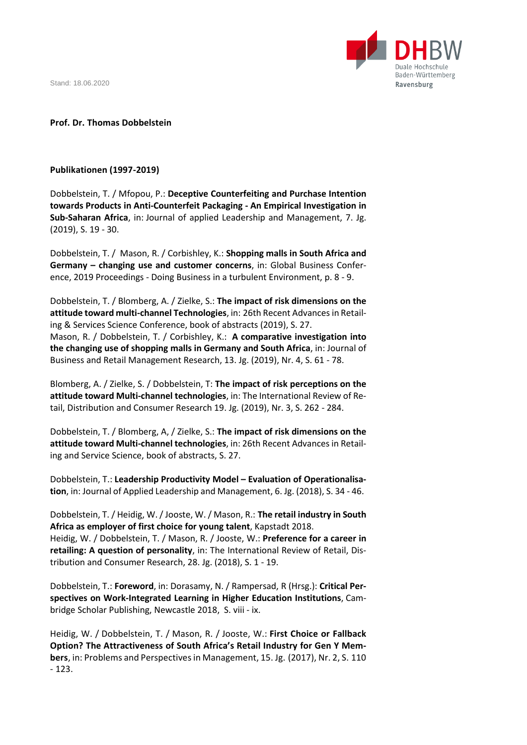Stand: 18.06.2020

**Prof. Dr. Thomas Dobbelstein**

**Publikationen (1997-2019)**

Dobbelstein, T. / Mfopou, P.: **Deceptive Counterfeiting and Purchase Intention towards Products in Anti-Counterfeit Packaging - An Empirical Investigation in Sub-Saharan Africa**, in: Journal of applied Leadership and Management, 7. Jg. (2019), S. 19 - 30.

Dobbelstein, T. / Mason, R. / Corbishley, K.: **Shopping malls in South Africa and Germany – changing use and customer concerns**, in: Global Business Conference, 2019 Proceedings - Doing Business in a turbulent Environment, p. 8 - 9.

Dobbelstein, T. / Blomberg, A. / Zielke, S.: **The impact of risk dimensions on the attitude toward multi-channel Technologies**, in: 26th Recent Advances in Retailing & Services Science Conference, book of abstracts (2019), S. 27.
Mason, R. / Dobbelstein, T. / Corbishley, K.: **A comparative investigation into the changing use of shopping malls in Germany and South Africa**, in: Journal of Business and Retail Management Research, 13. Jg. (2019), Nr. 4, S. 61 - 78.

Blomberg, A. / Zielke, S. / Dobbelstein, T: **The impact of risk perceptions on the attitude toward Multi-channel technologies**, in: The International Review of Retail, Distribution and Consumer Research 19. Jg. (2019), Nr. 3, S. 262 - 284.

Dobbelstein, T. / Blomberg, A, / Zielke, S.: **The impact of risk dimensions on the attitude toward Multi-channel technologies**, in: 26th Recent Advances in Retailing and Service Science, book of abstracts, S. 27.

Dobbelstein, T.: **Leadership Productivity Model – Evaluation of Operationalisation**, in: Journal of Applied Leadership and Management, 6. Jg. (2018), S. 34 - 46.

Dobbelstein, T. / Heidig, W. / Jooste, W. / Mason, R.: **The retail industry in South Africa as employer of first choice for young talent**, Kapstadt 2018.
Heidig, W. / Dobbelstein, T. / Mason, R. / Jooste, W.: **Preference for a career in retailing: A question of personality**, in: The International Review of Retail, Distribution and Consumer Research, 28. Jg. (2018), S. 1 - 19.

Dobbelstein, T.: **Foreword**, in: Dorasamy, N. / Rampersad, R (Hrsg.): **Critical Perspectives on Work-Integrated Learning in Higher Education Institutions**, Cambridge Scholar Publishing, Newcastle 2018, S. viii - ix.

Heidig, W. / Dobbelstein, T. / Mason, R. / Jooste, W.: **First Choice or Fallback Option? The Attractiveness of South Africa's Retail Industry for Gen Y Members**, in: Problems and Perspectives in Management, 15. Jg. (2017), Nr. 2, S. 110 - 123.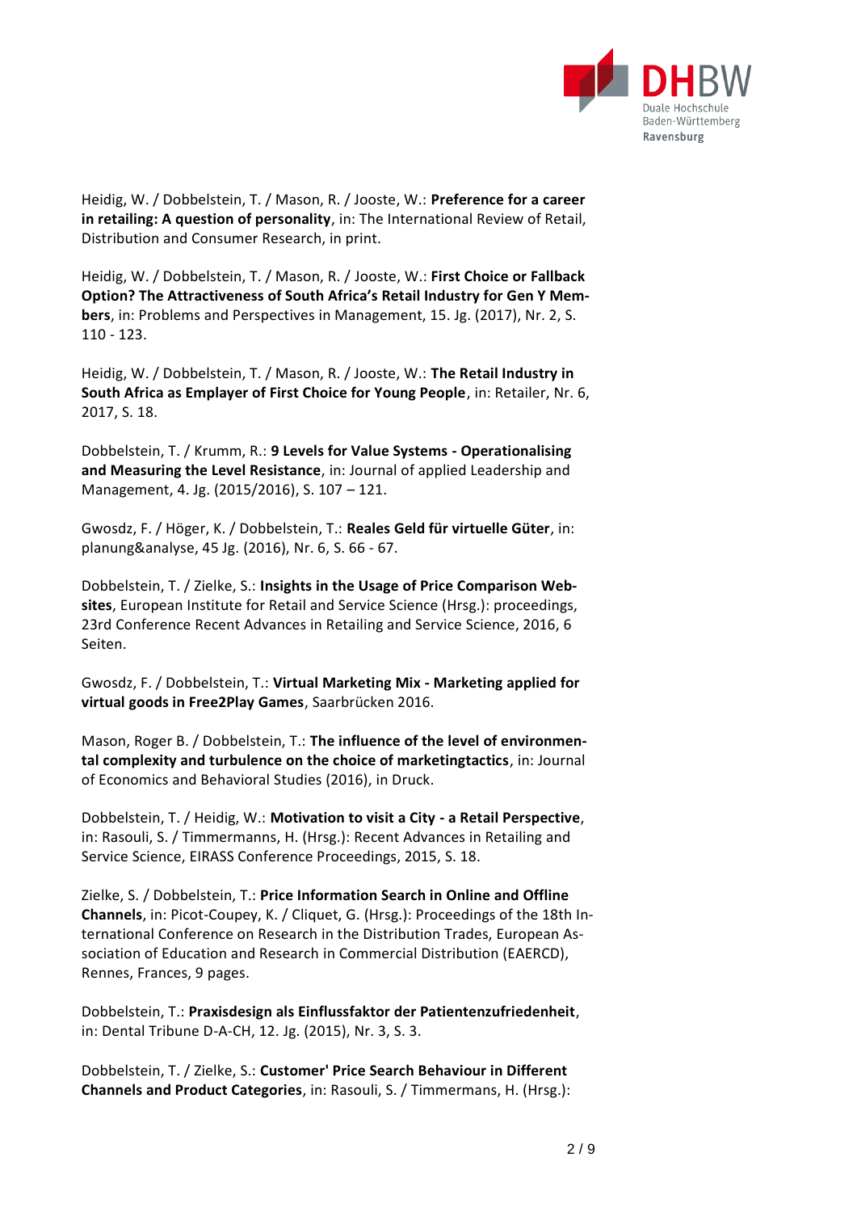Heidig, W. / Dobbelstein, T. / Mason, R. / Jooste, W.: **Preference for a career in retailing: A question of personality**, in: The International Review of Retail, Distribution and Consumer Research, in print.

Heidig, W. / Dobbelstein, T. / Mason, R. / Jooste, W.: **First Choice or Fallback Option? The Attractiveness of South Africa's Retail Industry for Gen Y Members**, in: Problems and Perspectives in Management, 15. Jg. (2017), Nr. 2, S. 110 - 123.

Heidig, W. / Dobbelstein, T. / Mason, R. / Jooste, W.: **The Retail Industry in South Africa as Emplayer of First Choice for Young People**, in: Retailer, Nr. 6, 2017, S. 18.

Dobbelstein, T. / Krumm, R.: **9 Levels for Value Systems - Operationalising and Measuring the Level Resistance**, in: Journal of applied Leadership and Management, 4. Jg. (2015/2016), S. 107 – 121.

Gwosdz, F. / Höger, K. / Dobbelstein, T.: **Reales Geld für virtuelle Güter**, in: planung&analyse, 45 Jg. (2016), Nr. 6, S. 66 - 67.

Dobbelstein, T. / Zielke, S.: **Insights in the Usage of Price Comparison Websites**, European Institute for Retail and Service Science (Hrsg.): proceedings, 23rd Conference Recent Advances in Retailing and Service Science, 2016, 6 Seiten.

Gwosdz, F. / Dobbelstein, T.: **Virtual Marketing Mix - Marketing applied for virtual goods in Free2Play Games**, Saarbrücken 2016.

Mason, Roger B. / Dobbelstein, T.: **The influence of the level of environmental complexity and turbulence on the choice of marketingtactics**, in: Journal of Economics and Behavioral Studies (2016), in Druck.

Dobbelstein, T. / Heidig, W.: **Motivation to visit a City - a Retail Perspective**, in: Rasouli, S. / Timmermanns, H. (Hrsg.): Recent Advances in Retailing and Service Science, EIRASS Conference Proceedings, 2015, S. 18.

Zielke, S. / Dobbelstein, T.: **Price Information Search in Online and Offline Channels**, in: Picot-Coupey, K. / Cliquet, G. (Hrsg.): Proceedings of the 18th International Conference on Research in the Distribution Trades, European Association of Education and Research in Commercial Distribution (EAERCD), Rennes, Frances, 9 pages.

Dobbelstein, T.: **Praxisdesign als Einflussfaktor der Patientenzufriedenheit**, in: Dental Tribune D-A-CH, 12. Jg. (2015), Nr. 3, S. 3.

Dobbelstein, T. / Zielke, S.: **Customer' Price Search Behaviour in Different Channels and Product Categories**, in: Rasouli, S. / Timmermans, H. (Hrsg.):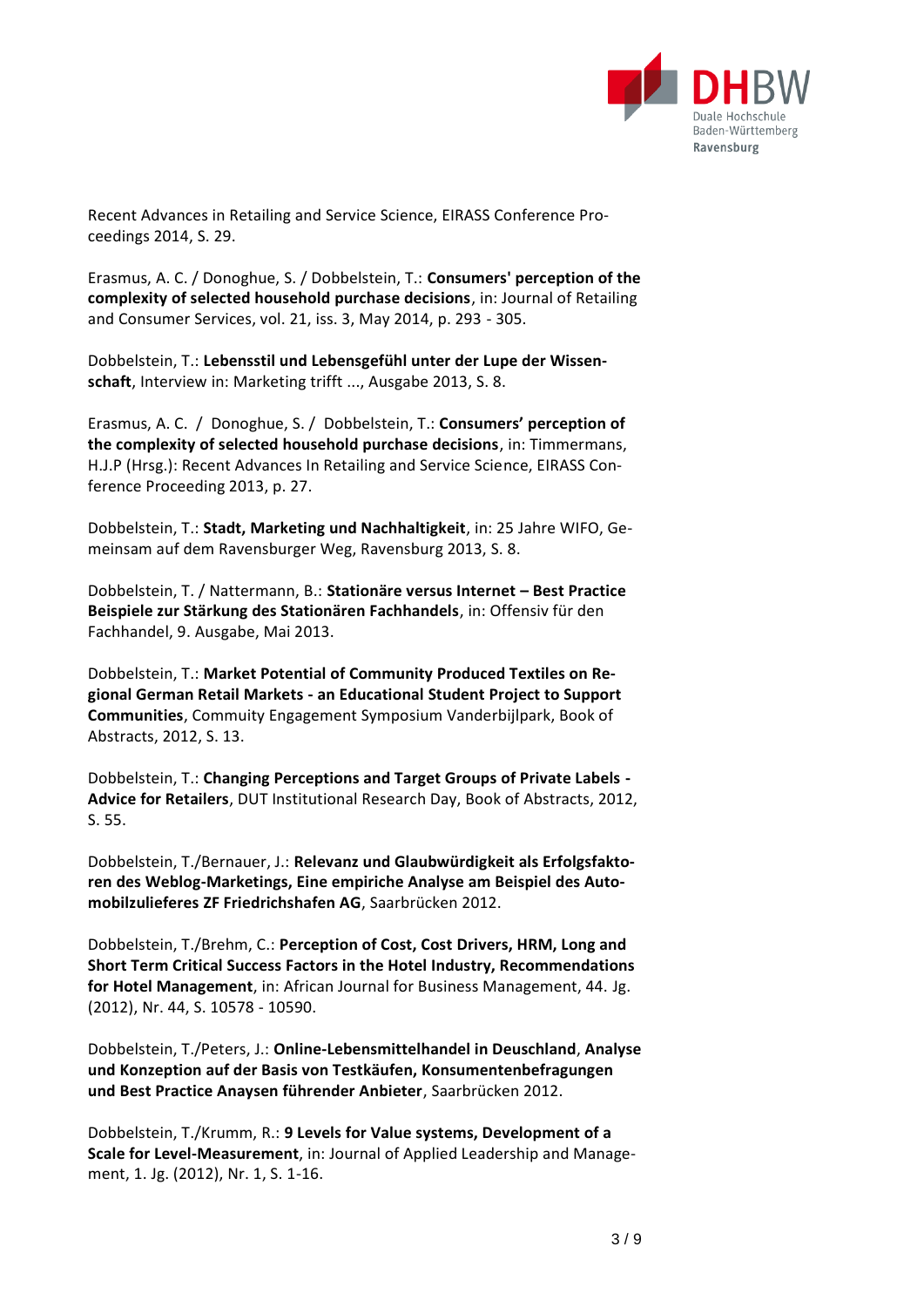Recent Advances in Retailing and Service Science, EIRASS Conference Proceedings 2014, S. 29.

Erasmus, A. C. / Donoghue, S. / Dobbelstein, T.: **Consumers' perception of the complexity of selected household purchase decisions**, in: Journal of Retailing and Consumer Services, vol. 21, iss. 3, May 2014, p. 293 - 305.

Dobbelstein, T.: **Lebensstil und Lebensgefühl unter der Lupe der Wissenschaft**, Interview in: Marketing trifft ..., Ausgabe 2013, S. 8.

Erasmus, A. C. / Donoghue, S. / Dobbelstein, T.: **Consumers' perception of the complexity of selected household purchase decisions**, in: Timmermans, H.J.P (Hrsg.): Recent Advances In Retailing and Service Science, EIRASS Conference Proceeding 2013, p. 27.

Dobbelstein, T.: **Stadt, Marketing und Nachhaltigkeit**, in: 25 Jahre WIFO, Gemeinsam auf dem Ravensburger Weg, Ravensburg 2013, S. 8.

Dobbelstein, T. / Nattermann, B.: **Stationäre versus Internet – Best Practice Beispiele zur Stärkung des Stationären Fachhandels**, in: Offensiv für den Fachhandel, 9. Ausgabe, Mai 2013.

Dobbelstein, T.: **Market Potential of Community Produced Textiles on Regional German Retail Markets - an Educational Student Project to Support Communities**, Commity Engagement Symposium Vanderbijlpark, Book of Abstracts, 2012, S. 13.

Dobbelstein, T.: **Changing Perceptions and Target Groups of Private Labels - Advice for Retailers**, DUT Institutional Research Day, Book of Abstracts, 2012, S. 55.

Dobbelstein, T./Bernauer, J.: **Relevanz und Glaubwürdigkeit als Erfolgsfaktoren des Weblog-Marketings, Eine empiriche Analyse am Beispiel des Automobilzulieferes ZF Friedrichshafen AG**, Saarbrücken 2012.

Dobbelstein, T./Brehm, C.: **Perception of Cost, Cost Drivers, HRM, Long and Short Term Critical Success Factors in the Hotel Industry, Recommendations for Hotel Management**, in: African Journal for Business Management, 44. Jg. (2012), Nr. 44, S. 10578 - 10590.

Dobbelstein, T./Peters, J.: **Online-Lebensmittelhandel in Deuschland**, **Analyse und Konzeption auf der Basis von Testkäufen, Konsumentenbefragungen und Best Practice Anaysen führender Anbieter**, Saarbrücken 2012.

Dobbelstein, T./Krumm, R.: **9 Levels for Value systems, Development of a Scale for Level-Measurement**, in: Journal of Applied Leadership and Management, 1. Jg. (2012), Nr. 1, S. 1-16.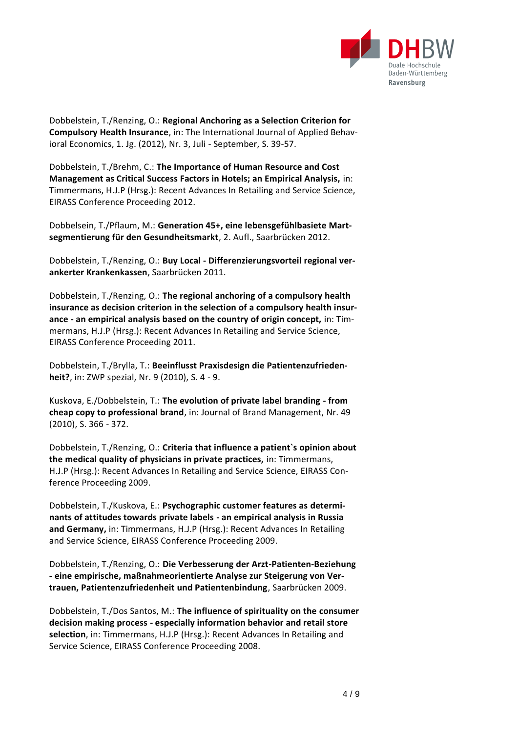Dobbelstein, T./Renzing, O.: **Regional Anchoring as a Selection Criterion for Compulsory Health Insurance**, in: The International Journal of Applied Behavioral Economics, 1. Jg. (2012), Nr. 3, Juli - September, S. 39-57.

Dobbelstein, T./Brehm, C.: **The Importance of Human Resource and Cost Management as Critical Success Factors in Hotels; an Empirical Analysis,** in: Timmermans, H.J.P (Hrsg.): Recent Advances In Retailing and Service Science, EIRASS Conference Proceeding 2012.

Dobbelsein, T./Pflaum, M.: **Generation 45+, eine lebensgefühlbasiete Martsegmentierung für den Gesundheitsmarkt**, 2. Aufl., Saarbrücken 2012.

Dobbelstein, T./Renzing, O.: **Buy Local - Differenzierungsvorteil regional verankerter Krankenkassen**, Saarbrücken 2011.

Dobbelstein, T./Renzing, O.: **The regional anchoring of a compulsory health insurance as decision criterion in the selection of a compulsory health insurance - an empirical analysis based on the country of origin concept,** in: Timmermans, H.J.P (Hrsg.): Recent Advances In Retailing and Service Science, EIRASS Conference Proceeding 2011.

Dobbelstein, T./Brylla, T.: **Beeinflusst Praxisdesign die Patientenzufriedenheit?**, in: ZWP spezial, Nr. 9 (2010), S. 4 - 9.

Kuskova, E./Dobbelstein, T.: **The evolution of private label branding - from cheap copy to professional brand**, in: Journal of Brand Management, Nr. 49 (2010), S. 366 - 372.

Dobbelstein, T./Renzing, O.: **Criteria that influence a patient`s opinion about the medical quality of physicians in private practices,** in: Timmermans, H.J.P (Hrsg.): Recent Advances In Retailing and Service Science, EIRASS Conference Proceeding 2009.

Dobbelstein, T./Kuskova, E.: **Psychographic customer features as determinants of attitudes towards private labels - an empirical analysis in Russia and Germany,** in: Timmermans, H.J.P (Hrsg.): Recent Advances In Retailing and Service Science, EIRASS Conference Proceeding 2009.

Dobbelstein, T./Renzing, O.: **Die Verbesserung der Arzt-Patienten-Beziehung - eine empirische, maßnahmeorientierte Analyse zur Steigerung von Vertrauen, Patientenzufriedenheit und Patientenbindung**, Saarbrücken 2009.

Dobbelstein, T./Dos Santos, M.: **The influence of spirituality on the consumer decision making process - especially information behavior and retail store selection**, in: Timmermans, H.J.P (Hrsg.): Recent Advances In Retailing and Service Science, EIRASS Conference Proceeding 2008.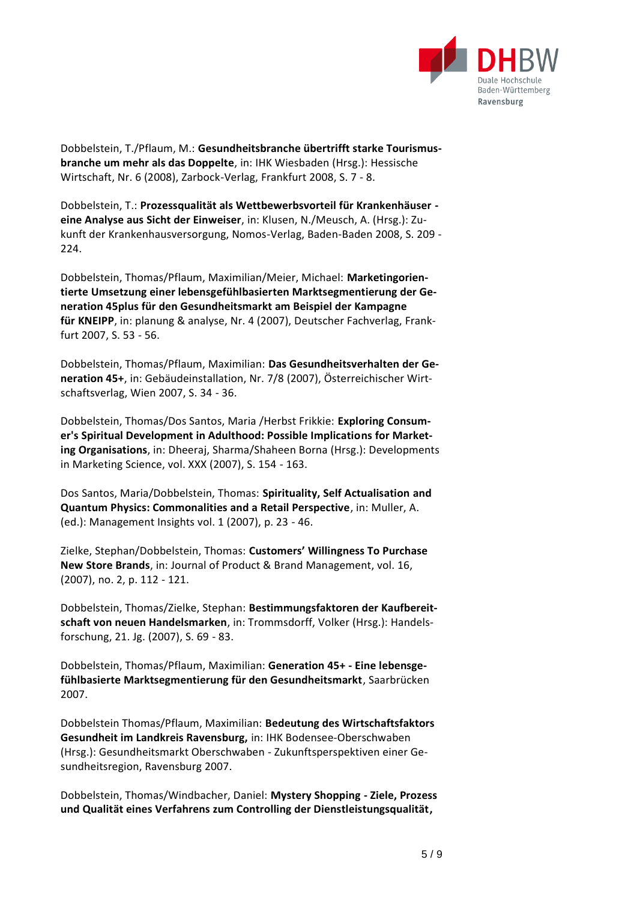Dobbelstein, T./Pflaum, M.: **Gesundheitsbranche übertrifft starke Tourismusbranche um mehr als das Doppelte**, in: IHK Wiesbaden (Hrsg.): Hessische Wirtschaft, Nr. 6 (2008), Zarbock-Verlag, Frankfurt 2008, S. 7 - 8.

Dobbelstein, T.: **Prozessqualität als Wettbewerbsvorteil für Krankenhäuser - eine Analyse aus Sicht der Einweiser**, in: Klusen, N./Meusch, A. (Hrsg.): Zukunft der Krankenhausversorgung, Nomos-Verlag, Baden-Baden 2008, S. 209 - 224.

Dobbelstein, Thomas/Pflaum, Maximilian/Meier, Michael: **Marketingorientierte Umsetzung einer lebensgefühlbasierten Marktsegmentierung der Generation 45plus für den Gesundheitsmarkt am Beispiel der Kampagne für KNEIPP**, in: planung & analyse, Nr. 4 (2007), Deutscher Fachverlag, Frankfurt 2007, S. 53 - 56.

Dobbelstein, Thomas/Pflaum, Maximilian: **Das Gesundheitsverhalten der Generation 45+**, in: Gebäudeinstallation, Nr. 7/8 (2007), Österreichischer Wirtschaftsverlag, Wien 2007, S. 34 - 36.

Dobbelstein, Thomas/Dos Santos, Maria /Herbst Frikkie: **Exploring Consumer's Spiritual Development in Adulthood: Possible Implications for Marketing Organisations**, in: Dheeraj, Sharma/Shaheen Borna (Hrsg.): Developments in Marketing Science, vol. XXX (2007), S. 154 - 163.

Dos Santos, Maria/Dobbelstein, Thomas: **Spirituality, Self Actualisation and Quantum Physics: Commonalities and a Retail Perspective**, in: Muller, A. (ed.): Management Insights vol. 1 (2007), p. 23 - 46.

Zielke, Stephan/Dobbelstein, Thomas: **Customers' Willingness To Purchase New Store Brands**, in: Journal of Product & Brand Management, vol. 16, (2007), no. 2, p. 112 - 121.

Dobbelstein, Thomas/Zielke, Stephan: **Bestimmungsfaktoren der Kaufbereitschaft von neuen Handelsmarken**, in: Trommsdorff, Volker (Hrsg.): Handelsforschung, 21. Jg. (2007), S. 69 - 83.

Dobbelstein, Thomas/Pflaum, Maximilian: **Generation 45+ - Eine lebensgefühlbasierte Marktsegmentierung für den Gesundheitsmarkt**, Saarbrücken 2007.

Dobbelstein Thomas/Pflaum, Maximilian: **Bedeutung des Wirtschaftsfaktors Gesundheit im Landkreis Ravensburg,** in: IHK Bodensee-Oberschwaben (Hrsg.): Gesundheitsmarkt Oberschwaben - Zukunftsperspektiven einer Gesundheitsregion, Ravensburg 2007.

Dobbelstein, Thomas/Windbacher, Daniel: **Mystery Shopping - Ziele, Prozess und Qualität eines Verfahrens zum Controlling der Dienstleistungsqualität,**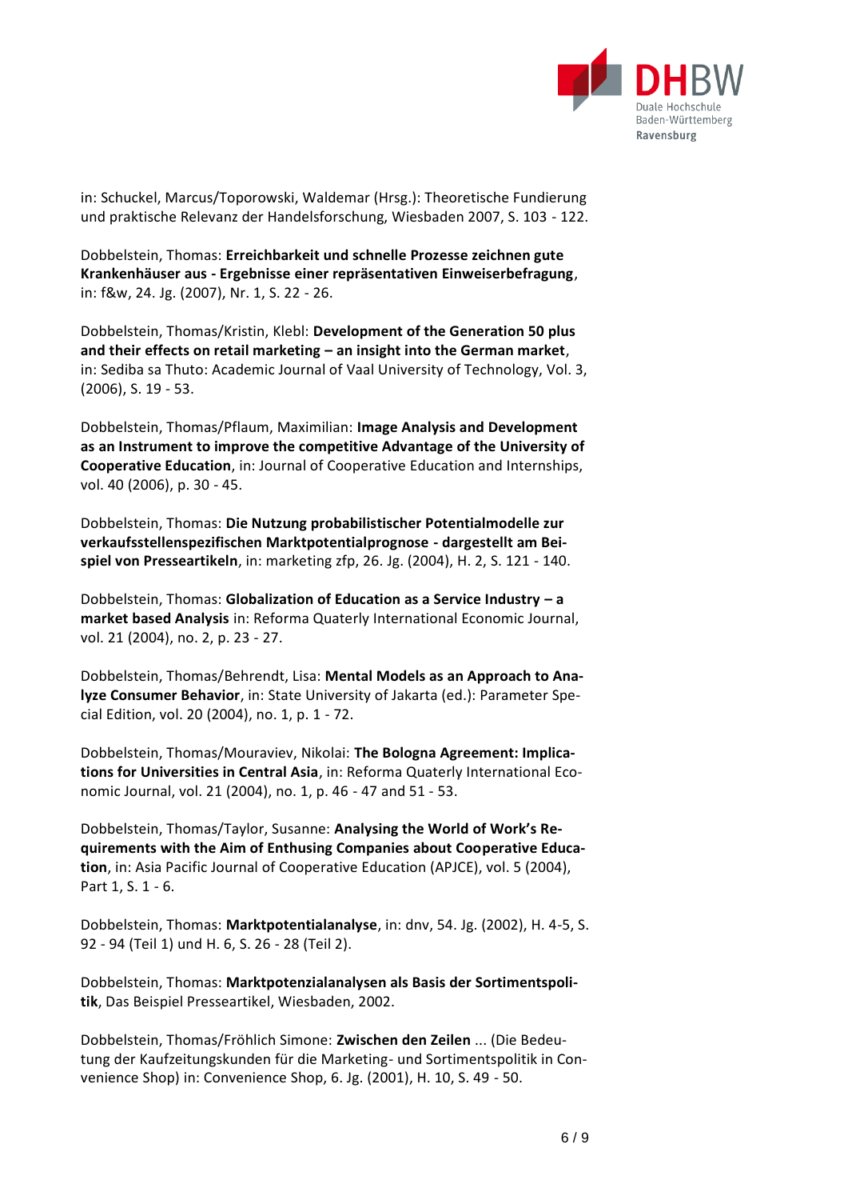in: Schuckel, Marcus/Toporowski, Waldemar (Hrsg.): Theoretische Fundierung und praktische Relevanz der Handelsforschung, Wiesbaden 2007, S. 103 - 122.

Dobbelstein, Thomas: **Erreichbarkeit und schnelle Prozesse zeichnen gute Krankenhäuser aus - Ergebnisse einer repräsentativen Einweiserbefragung**, in: f&w, 24. Jg. (2007), Nr. 1, S. 22 - 26.

Dobbelstein, Thomas/Kristin, Klebl: **Development of the Generation 50 plus and their effects on retail marketing – an insight into the German market**, in: Sediba sa Thuto: Academic Journal of Vaal University of Technology, Vol. 3, (2006), S. 19 - 53.

Dobbelstein, Thomas/Pflaum, Maximilian: **Image Analysis and Development as an Instrument to improve the competitive Advantage of the University of Cooperative Education**, in: Journal of Cooperative Education and Internships, vol. 40 (2006), p. 30 - 45.

Dobbelstein, Thomas: **Die Nutzung probabilistischer Potentialmodelle zur verkaufsstellenspezifischen Marktpotentialprognose - dargestellt am Beispiel von Presseartikeln**, in: marketing zfp, 26. Jg. (2004), H. 2, S. 121 - 140.

Dobbelstein, Thomas: **Globalization of Education as a Service Industry – a market based Analysis** in: Reforma Quaterly International Economic Journal, vol. 21 (2004), no. 2, p. 23 - 27.

Dobbelstein, Thomas/Behrendt, Lisa: **Mental Models as an Approach to Analyze Consumer Behavior**, in: State University of Jakarta (ed.): Parameter Special Edition, vol. 20 (2004), no. 1, p. 1 - 72.

Dobbelstein, Thomas/Mouraviev, Nikolai: **The Bologna Agreement: Implications for Universities in Central Asia**, in: Reforma Quaterly International Economic Journal, vol. 21 (2004), no. 1, p. 46 - 47 and 51 - 53.

Dobbelstein, Thomas/Taylor, Susanne: **Analysing the World of Work's Requirements with the Aim of Enthusing Companies about Cooperative Education**, in: Asia Pacific Journal of Cooperative Education (APJCE), vol. 5 (2004), Part 1, S. 1 - 6.

Dobbelstein, Thomas: **Marktpotentialanalyse**, in: dnv, 54. Jg. (2002), H. 4-5, S. 92 - 94 (Teil 1) und H. 6, S. 26 - 28 (Teil 2).

Dobbelstein, Thomas: **Marktpotenzialanalysen als Basis der Sortimentspolitik**, Das Beispiel Presseartikel, Wiesbaden, 2002.

Dobbelstein, Thomas/Fröhlich Simone: **Zwischen den Zeilen** ... (Die Bedeutung der Kaufzeitungskunden für die Marketing- und Sortimentspolitik in Convenience Shop) in: Convenience Shop, 6. Jg. (2001), H. 10, S. 49 - 50.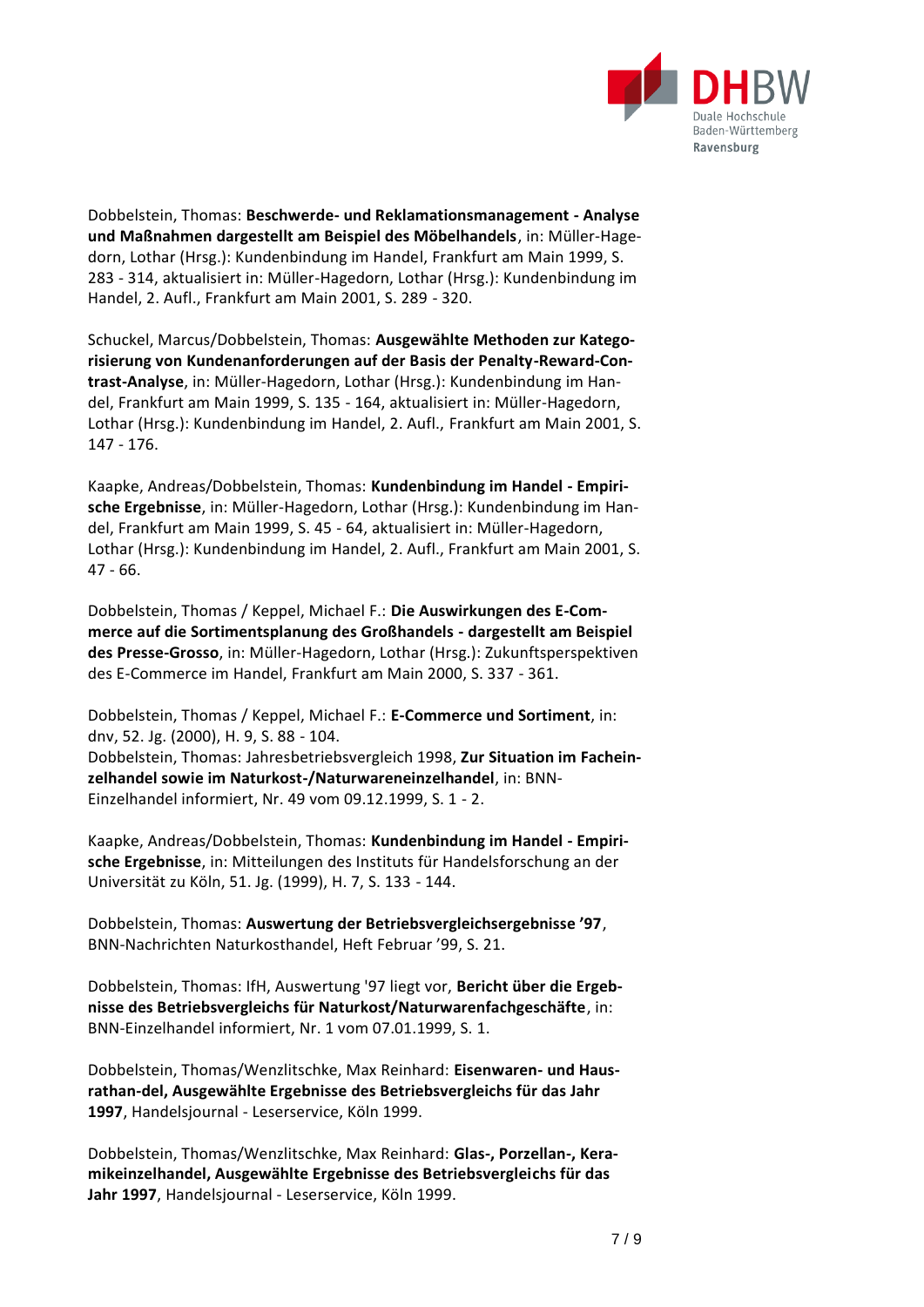Dobbelstein, Thomas: **Beschwerde- und Reklamationsmanagement - Analyse und Maßnahmen dargestellt am Beispiel des Möbelhandels**, in: Müller-Hagedorn, Lothar (Hrsg.): Kundenbindung im Handel, Frankfurt am Main 1999, S. 283 - 314, aktualisiert in: Müller-Hagedorn, Lothar (Hrsg.): Kundenbindung im Handel, 2. Aufl., Frankfurt am Main 2001, S. 289 - 320.

Schuckel, Marcus/Dobbelstein, Thomas: **Ausgewählte Methoden zur Kategorisierung von Kundenanforderungen auf der Basis der Penalty-Reward-Contrast-Analyse**, in: Müller-Hagedorn, Lothar (Hrsg.): Kundenbindung im Handel, Frankfurt am Main 1999, S. 135 - 164, aktualisiert in: Müller-Hagedorn, Lothar (Hrsg.): Kundenbindung im Handel, 2. Aufl., Frankfurt am Main 2001, S. 147 - 176.

Kaapke, Andreas/Dobbelstein, Thomas: **Kundenbindung im Handel - Empirische Ergebnisse**, in: Müller-Hagedorn, Lothar (Hrsg.): Kundenbindung im Handel, Frankfurt am Main 1999, S. 45 - 64, aktualisiert in: Müller-Hagedorn, Lothar (Hrsg.): Kundenbindung im Handel, 2. Aufl., Frankfurt am Main 2001, S. 47 - 66.

Dobbelstein, Thomas / Keppel, Michael F.: **Die Auswirkungen des E-Commerce auf die Sortimentsplanung des Großhandels - dargestellt am Beispiel des Presse-Grosso**, in: Müller-Hagedorn, Lothar (Hrsg.): Zukunftsperspektiven des E-Commerce im Handel, Frankfurt am Main 2000, S. 337 - 361.

Dobbelstein, Thomas / Keppel, Michael F.: **E-Commerce und Sortiment**, in: dnv, 52. Jg. (2000), H. 9, S. 88 - 104.
Dobbelstein, Thomas: Jahresbetriebsvergleich 1998, **Zur Situation im Facheinzelhandel sowie im Naturkost-/Naturwareneinzelhandel**, in: BNN-Einzelhandel informiert, Nr. 49 vom 09.12.1999, S. 1 - 2.

Kaapke, Andreas/Dobbelstein, Thomas: **Kundenbindung im Handel - Empirische Ergebnisse**, in: Mitteilungen des Instituts für Handelsforschung an der Universität zu Köln, 51. Jg. (1999), H. 7, S. 133 - 144.

Dobbelstein, Thomas: **Auswertung der Betriebsvergleichsergebnisse ’97**, BNN-Nachrichten Naturkosthandel, Heft Februar ’99, S. 21.

Dobbelstein, Thomas: IfH, Auswertung '97 liegt vor, **Bericht über die Ergebnisse des Betriebsvergleichs für Naturkost/Naturwarenfachgeschäfte**, in: BNN-Einzelhandel informiert, Nr. 1 vom 07.01.1999, S. 1.

Dobbelstein, Thomas/Wenzlitschke, Max Reinhard: **Eisenwaren- und Hausrathan-del, Ausgewählte Ergebnisse des Betriebsvergleichs für das Jahr 1997**, Handelsjournal - Leserservice, Köln 1999.

Dobbelstein, Thomas/Wenzlitschke, Max Reinhard: **Glas-, Porzellan-, Keramikeinzelhandel, Ausgewählte Ergebnisse des Betriebsvergleichs für das Jahr 1997**, Handelsjournal - Leserservice, Köln 1999.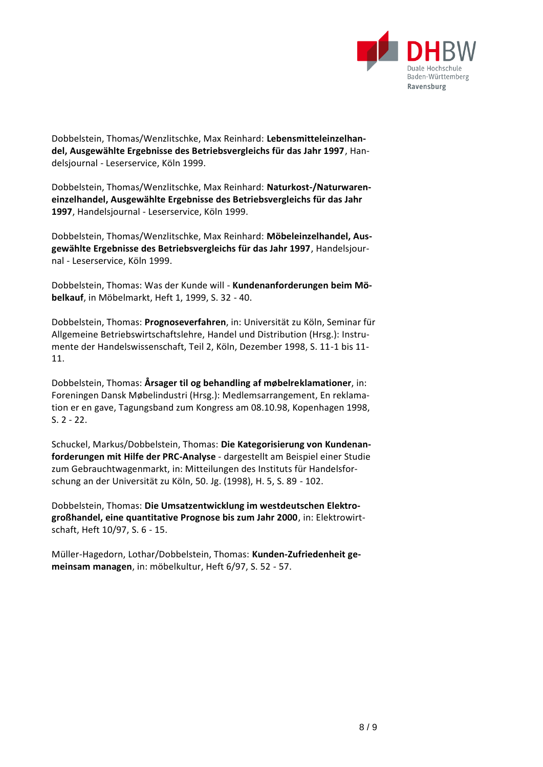Dobbelstein, Thomas/Wenzlitschke, Max Reinhard: **Lebensmitteleinzelhandel, Ausgewählte Ergebnisse des Betriebsvergleichs für das Jahr 1997**, Handelsjournal - Leserservice, Köln 1999.

Dobbelstein, Thomas/Wenzlitschke, Max Reinhard: **Naturkost-/Naturwareneinzelhandel, Ausgewählte Ergebnisse des Betriebsvergleichs für das Jahr 1997**, Handelsjournal - Leserservice, Köln 1999.

Dobbelstein, Thomas/Wenzlitschke, Max Reinhard: **Möbeleinzelhandel, Ausgewählte Ergebnisse des Betriebsvergleichs für das Jahr 1997**, Handelsjournal - Leserservice, Köln 1999.

Dobbelstein, Thomas: Was der Kunde will - **Kundenanforderungen beim Möbelkauf**, in Möbelmarkt, Heft 1, 1999, S. 32 - 40.

Dobbelstein, Thomas: **Prognoseverfahren**, in: Universität zu Köln, Seminar für Allgemeine Betriebswirtschaftslehre, Handel und Distribution (Hrsg.): Instrumente der Handelswissenschaft, Teil 2, Köln, Dezember 1998, S. 11-1 bis 11-11.

Dobbelstein, Thomas: **Årsager til og behandling af møbelreklamationer**, in: Foreningen Dansk Møbelindustri (Hrsg.): Medlemsarrangement, En reklamation er en gave, Tagungsband zum Kongress am 08.10.98, Kopenhagen 1998, S. 2 - 22.

Schuckel, Markus/Dobbelstein, Thomas: **Die Kategorisierung von Kundenanforderungen mit Hilfe der PRC-Analyse** - dargestellt am Beispiel einer Studie zum Gebrauchtwagenmarkt, in: Mitteilungen des Instituts für Handelsforschung an der Universität zu Köln, 50. Jg. (1998), H. 5, S. 89 - 102.

Dobbelstein, Thomas: **Die Umsatzentwicklung im westdeutschen Elektrogroßhandel, eine quantitative Prognose bis zum Jahr 2000**, in: Elektrowirtschaft, Heft 10/97, S. 6 - 15.

Müller-Hagedorn, Lothar/Dobbelstein, Thomas: **Kunden-Zufriedenheit gemeinsam managen**, in: möbelkultur, Heft 6/97, S. 52 - 57.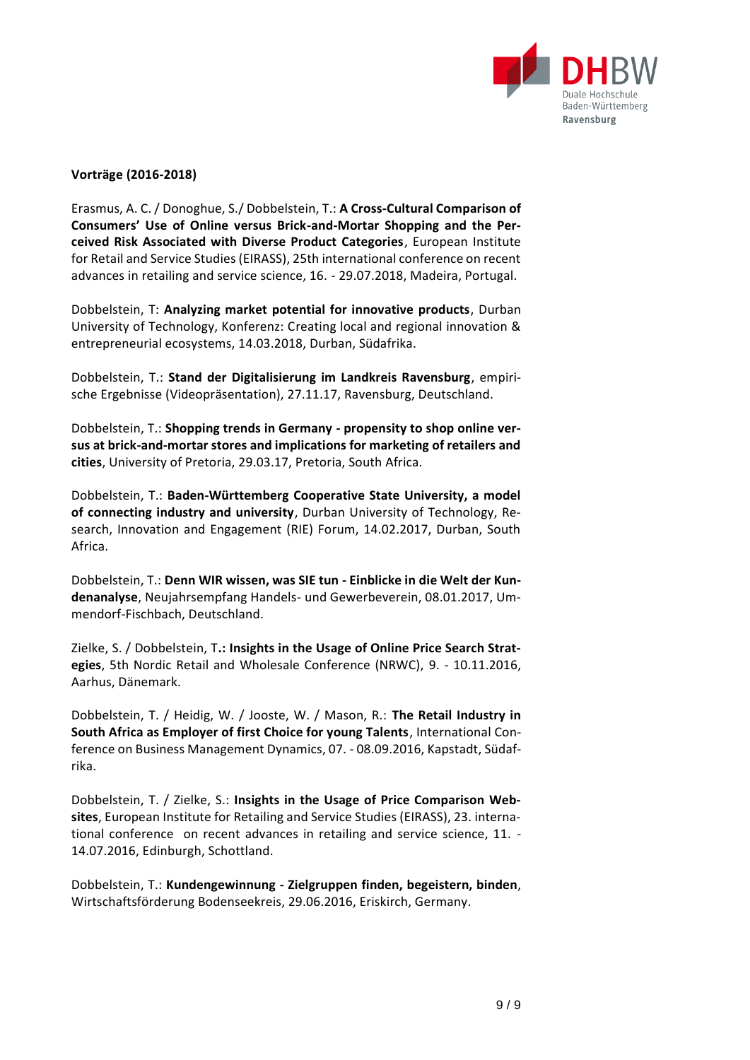**Vorträge (2016-2018)**

Erasmus, A. C. / Donoghue, S./ Dobbelstein, T.: **A Cross-Cultural Comparison of Consumers' Use of Online versus Brick-and-Mortar Shopping and the Perceived Risk Associated with Diverse Product Categories**, European Institute for Retail and Service Studies (EIRASS), 25th international conference on recent advances in retailing and service science, 16. - 29.07.2018, Madeira, Portugal.

Dobbelstein, T: **Analyzing market potential for innovative products**, Durban University of Technology, Konferenz: Creating local and regional innovation & entrepreneurial ecosystems, 14.03.2018, Durban, Südafrika.

Dobbelstein, T.: **Stand der Digitalisierung im Landkreis Ravensburg**, empirische Ergebnisse (Videopräsentation), 27.11.17, Ravensburg, Deutschland.

Dobbelstein, T.: **Shopping trends in Germany - propensity to shop online versus at brick-and-mortar stores and implications for marketing of retailers and cities**, University of Pretoria, 29.03.17, Pretoria, South Africa.

Dobbelstein, T.: **Baden-Württemberg Cooperative State University, a model of connecting industry and university**, Durban University of Technology, Research, Innovation and Engagement (RIE) Forum, 14.02.2017, Durban, South Africa.

Dobbelstein, T.: **Denn WIR wissen, was SIE tun - Einblicke in die Welt der Kundenanalyse**, Neujahrsempfang Handels- und Gewerbeverein, 08.01.2017, Ummendorf-Fischbach, Deutschland.

Zielke, S. / Dobbelstein, T**.: Insights in the Usage of Online Price Search Strategies**, 5th Nordic Retail and Wholesale Conference (NRWC), 9. - 10.11.2016, Aarhus, Dänemark.

Dobbelstein, T. / Heidig, W. / Jooste, W. / Mason, R.: **The Retail Industry in South Africa as Employer of first Choice for young Talents**, International Conference on Business Management Dynamics, 07. - 08.09.2016, Kapstadt, Südafrika.

Dobbelstein, T. / Zielke, S.: **Insights in the Usage of Price Comparison Websites**, European Institute for Retailing and Service Studies (EIRASS), 23. international conference on recent advances in retailing and service science, 11. - 14.07.2016, Edinburgh, Schottland.

Dobbelstein, T.: **Kundengewinnung - Zielgruppen finden, begeistern, binden**, Wirtschaftsförderung Bodenseekreis, 29.06.2016, Eriskirch, Germany.